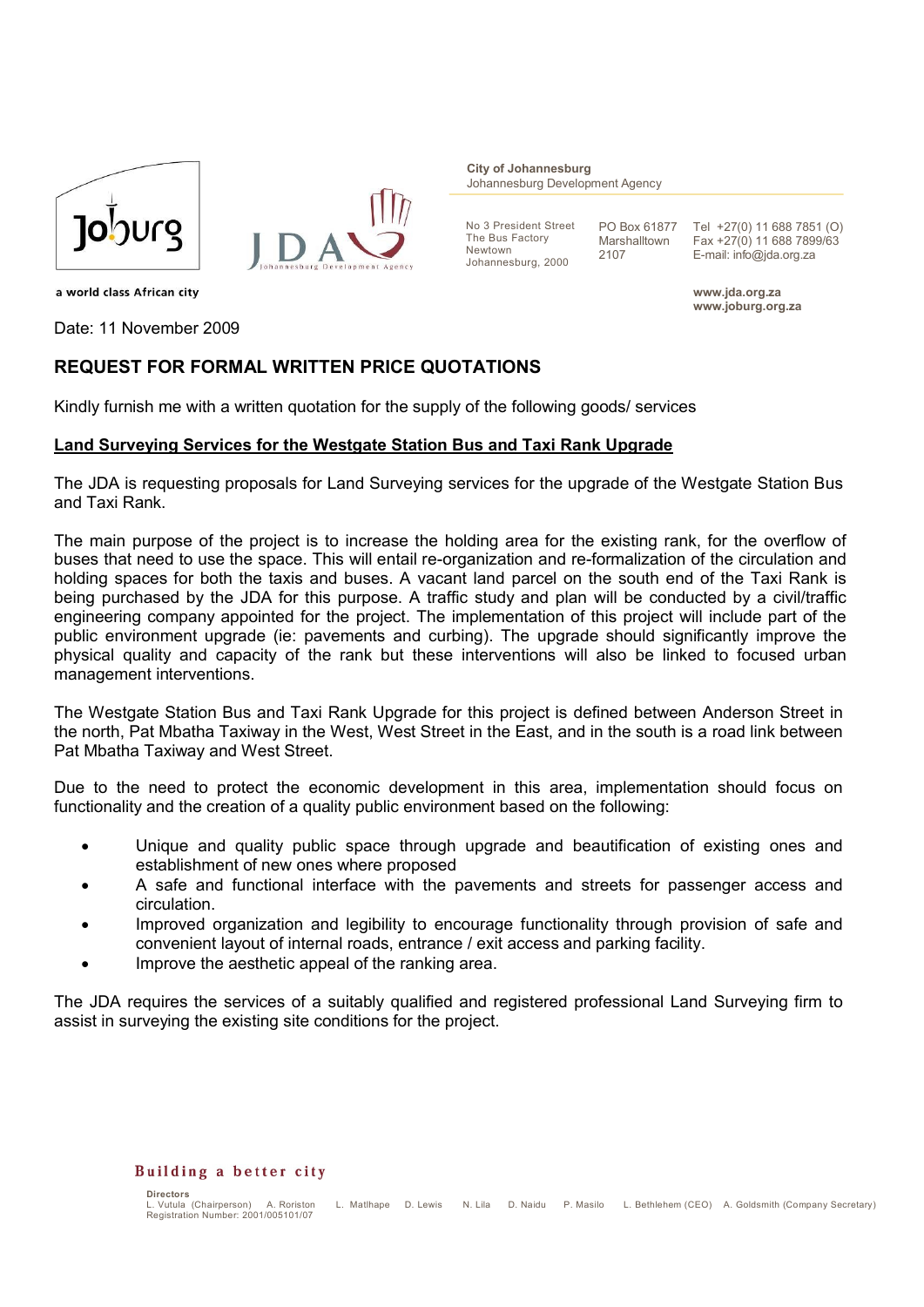City of Johannesburg
Johannesburg Development Agency

No 3 President Street
The Bus Factory
Newtown
Johannesburg, 2000

PO Box 61877
Marshalltown
2107

Tel +27(0) 11 688 7851 (O)
Fax +27(0) 11 688 7899/63
E-mail: info@jda.org.za

www.jda.org.za
www.joburg.org.za

a world class African city

Date: 11 November 2009

## REQUEST FOR FORMAL WRITTEN PRICE QUOTATIONS

Kindly furnish me with a written quotation for the supply of the following goods/ services

**Land Surveying Services for the Westgate Station Bus and Taxi Rank Upgrade**

The JDA is requesting proposals for Land Surveying services for the upgrade of the Westgate Station Bus and Taxi Rank.

The main purpose of the project is to increase the holding area for the existing rank, for the overflow of buses that need to use the space. This will entail re-organization and re-formalization of the circulation and holding spaces for both the taxis and buses. A vacant land parcel on the south end of the Taxi Rank is being purchased by the JDA for this purpose. A traffic study and plan will be conducted by a civil/traffic engineering company appointed for the project. The implementation of this project will include part of the public environment upgrade (ie: pavements and curbing). The upgrade should significantly improve the physical quality and capacity of the rank but these interventions will also be linked to focused urban management interventions.

The Westgate Station Bus and Taxi Rank Upgrade for this project is defined between Anderson Street in the north, Pat Mbatha Taxiway in the West, West Street in the East, and in the south is a road link between Pat Mbatha Taxiway and West Street.

Due to the need to protect the economic development in this area, implementation should focus on functionality and the creation of a quality public environment based on the following:

- Unique and quality public space through upgrade and beautification of existing ones and establishment of new ones where proposed
- A safe and functional interface with the pavements and streets for passenger access and circulation.
- Improved organization and legibility to encourage functionality through provision of safe and convenient layout of internal roads, entrance / exit access and parking facility.
- Improve the aesthetic appeal of the ranking area.

The JDA requires the services of a suitably qualified and registered professional Land Surveying firm to assist in surveying the existing site conditions for the project.

Building a better city

Directors
L. Vutula (Chairperson) A. Roriston L. Matlhape D. Lewis N. Lila D. Naidu P. Masilo L. Bethlehem (CEO) A. Goldsmith (Company Secretary)
Registration Number: 2001/005101/07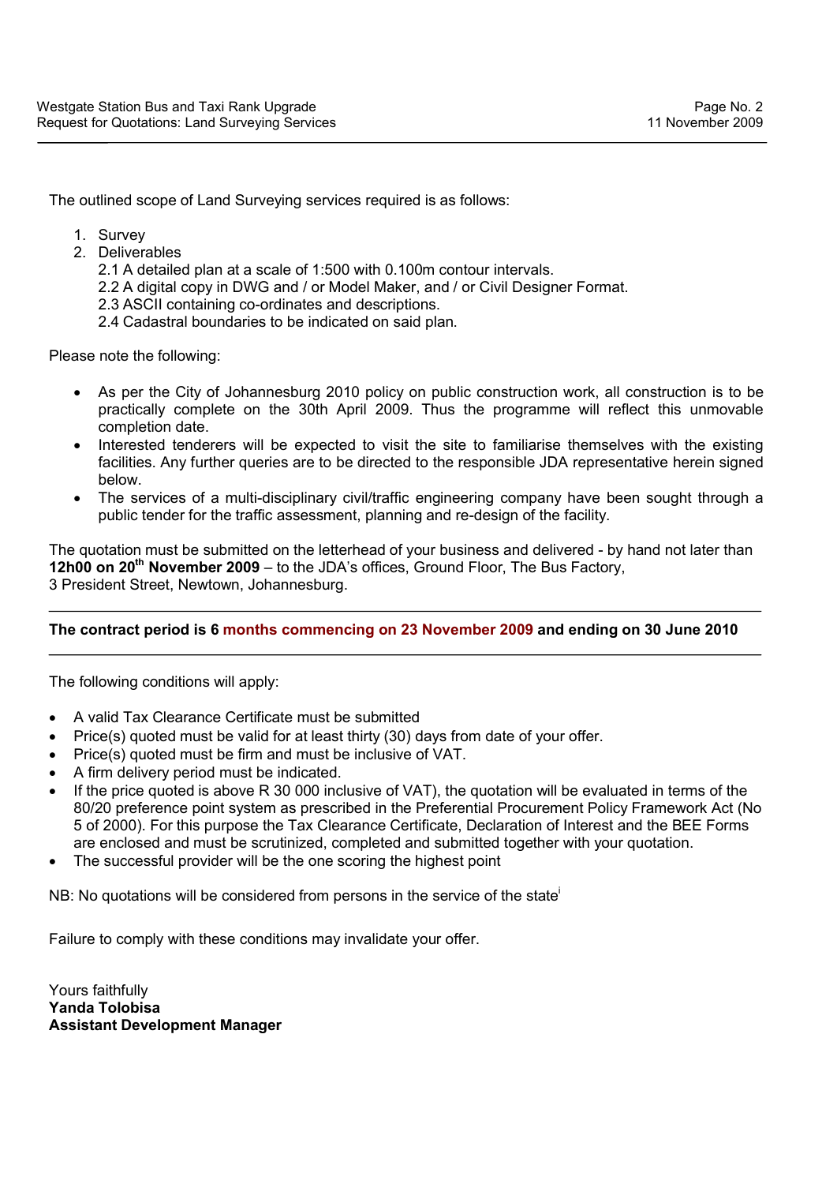The outlined scope of Land Surveying services required is as follows:

1. Survey
2. Deliverables
   2.1 A detailed plan at a scale of 1:500 with 0.100m contour intervals.
   2.2 A digital copy in DWG and / or Model Maker, and / or Civil Designer Format.
   2.3 ASCII containing co-ordinates and descriptions.
   2.4 Cadastral boundaries to be indicated on said plan.

Please note the following:

- As per the City of Johannesburg 2010 policy on public construction work, all construction is to be practically complete on the 30th April 2009. Thus the programme will reflect this unmovable completion date.
- Interested tenderers will be expected to visit the site to familiarise themselves with the existing facilities. Any further queries are to be directed to the responsible JDA representative herein signed below.
- The services of a multi-disciplinary civil/traffic engineering company have been sought through a public tender for the traffic assessment, planning and re-design of the facility.

The quotation must be submitted on the letterhead of your business and delivered - by hand not later than **12h00 on 20th November 2009** – to the JDA's offices, Ground Floor, The Bus Factory, 3 President Street, Newtown, Johannesburg.

---

**The contract period is 6 months commencing on 23 November 2009 and ending on 30 June 2010**

---

The following conditions will apply:

- A valid Tax Clearance Certificate must be submitted
- Price(s) quoted must be valid for at least thirty (30) days from date of your offer.
- Price(s) quoted must be firm and must be inclusive of VAT.
- A firm delivery period must be indicated.
- If the price quoted is above R 30 000 inclusive of VAT), the quotation will be evaluated in terms of the 80/20 preference point system as prescribed in the Preferential Procurement Policy Framework Act (No 5 of 2000). For this purpose the Tax Clearance Certificate, Declaration of Interest and the BEE Forms are enclosed and must be scrutinized, completed and submitted together with your quotation.
- The successful provider will be the one scoring the highest point

NB: No quotations will be considered from persons in the service of the state[i]

Failure to comply with these conditions may invalidate your offer.

Yours faithfully
**Yanda Tolobisa**
**Assistant Development Manager**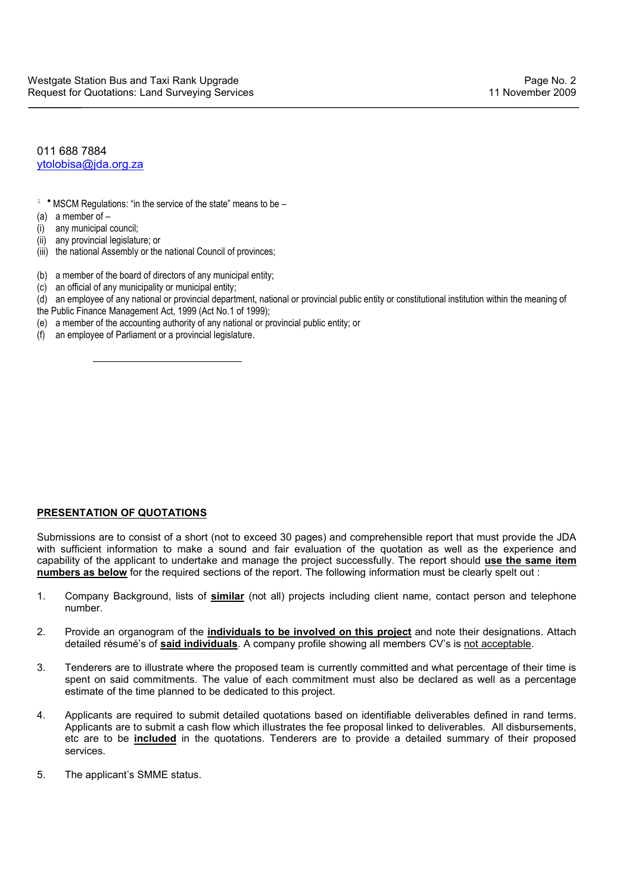011 688 7884
ytolobisa@jda.org.za

[1] • MSCM Regulations: "in the service of the state" means to be –

(a) a member of –
(i) any municipal council;
(ii) any provincial legislature; or
(iii) the national Assembly or the national Council of provinces;

(b) a member of the board of directors of any municipal entity;
(c) an official of any municipality or municipal entity;
(d) an employee of any national or provincial department, national or provincial public entity or constitutional institution within the meaning of the Public Finance Management Act, 1999 (Act No.1 of 1999);
(e) a member of the accounting authority of any national or provincial public entity; or
(f) an employee of Parliament or a provincial legislature.

## PRESENTATION OF QUOTATIONS

Submissions are to consist of a short (not to exceed 30 pages) and comprehensible report that must provide the JDA with sufficient information to make a sound and fair evaluation of the quotation as well as the experience and capability of the applicant to undertake and manage the project successfully. The report should **use the same item numbers as below** for the required sections of the report. The following information must be clearly spelt out :

1. Company Background, lists of **similar** (not all) projects including client name, contact person and telephone number.

2. Provide an organogram of the **individuals to be involved on this project** and note their designations. Attach detailed résumé's of **said individuals**. A company profile showing all members CV's is not acceptable.

3. Tenderers are to illustrate where the proposed team is currently committed and what percentage of their time is spent on said commitments. The value of each commitment must also be declared as well as a percentage estimate of the time planned to be dedicated to this project.

4. Applicants are required to submit detailed quotations based on identifiable deliverables defined in rand terms. Applicants are to submit a cash flow which illustrates the fee proposal linked to deliverables. All disbursements, etc are to be **included** in the quotations. Tenderers are to provide a detailed summary of their proposed services.

5. The applicant's SMME status.